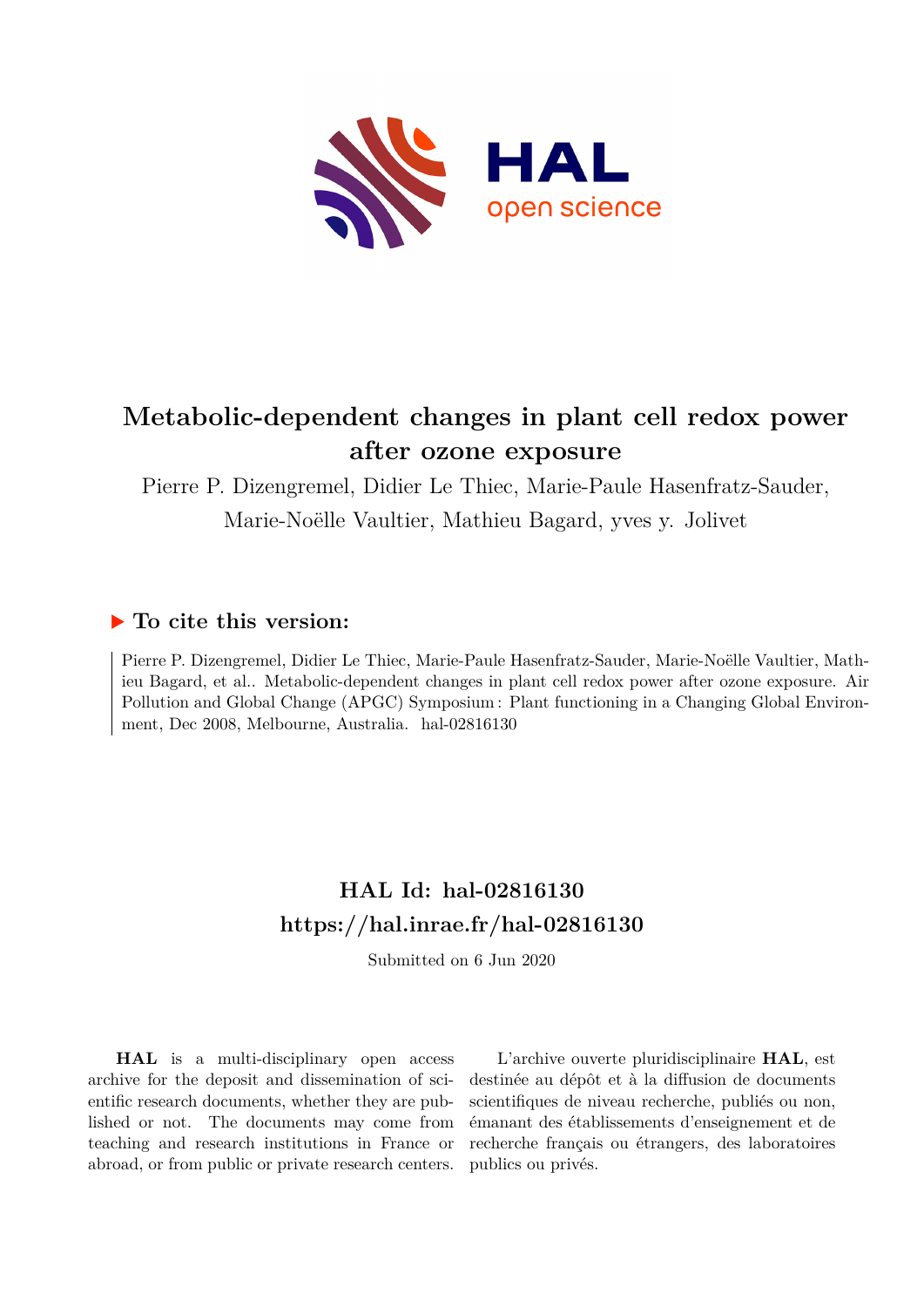# Metabolic-dependent changes in plant cell redox power after ozone exposure

Pierre P. Dizengremel, Didier Le Thiec, Marie-Paule Hasenfratz-Sauder, Marie-Noëlle Vaultier, Mathieu Bagard, yves y. Jolivet

## ▶ To cite this version:

Pierre P. Dizengremel, Didier Le Thiec, Marie-Paule Hasenfratz-Sauder, Marie-Noëlle Vaultier, Mathieu Bagard, et al.. Metabolic-dependent changes in plant cell redox power after ozone exposure. Air Pollution and Global Change (APGC) Symposium : Plant functioning in a Changing Global Environment, Dec 2008, Melbourne, Australia. hal-02816130

## HAL Id: hal-02816130

## https://hal.inrae.fr/hal-02816130

Submitted on 6 Jun 2020

**HAL** is a multi-disciplinary open access archive for the deposit and dissemination of scientific research documents, whether they are published or not. The documents may come from teaching and research institutions in France or abroad, or from public or private research centers.

L'archive ouverte pluridisciplinaire **HAL**, est destinée au dépôt et à la diffusion de documents scientifiques de niveau recherche, publiés ou non, émanant des établissements d'enseignement et de recherche français ou étrangers, des laboratoires publics ou privés.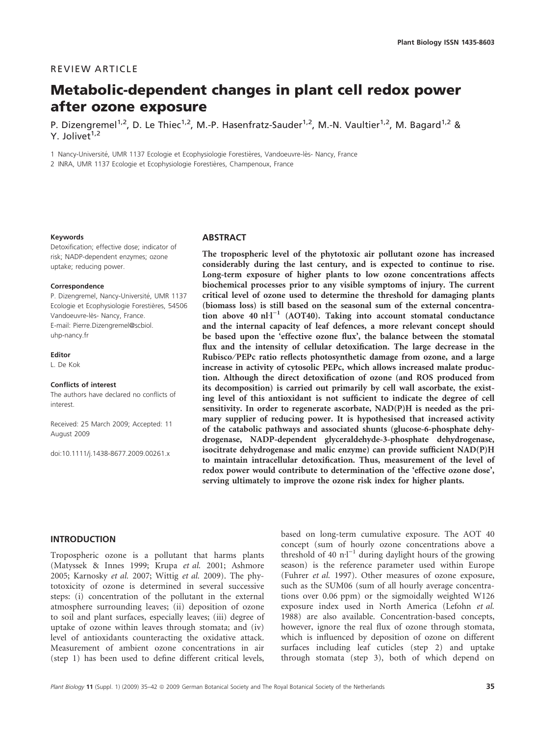REVIEW ARTICLE

# Metabolic-dependent changes in plant cell redox power after ozone exposure

P. Dizengremel[1,2], D. Le Thiec[1,2], M.-P. Hasenfratz-Sauder[1,2], M.-N. Vaultier[1,2], M. Bagard[1,2] & Y. Jolivet[1,2]

1 Nancy-Université, UMR 1137 Ecologie et Ecophysiologie Forestières, Vandoeuvre-lès- Nancy, France

2 INRA, UMR 1137 Ecologie et Ecophysiologie Forestières, Champenoux, France

**Keywords**

Detoxification; effective dose; indicator of risk; NADP-dependent enzymes; ozone uptake; reducing power.

**Correspondence**

P. Dizengremel, Nancy-Université, UMR 1137 Ecologie et Ecophysiologie Forestières, 54506 Vandoeuvre-lès- Nancy, France.
E-mail: Pierre.Dizengremel@scbiol.uhp-nancy.fr

**Editor**

L. De Kok

**Conflicts of interest**

The authors have declared no conflicts of interest.

Received: 25 March 2009; Accepted: 11 August 2009

doi:10.1111/j.1438-8677.2009.00261.x

## ABSTRACT

**The tropospheric level of the phytotoxic air pollutant ozone has increased considerably during the last century, and is expected to continue to rise. Long-term exposure of higher plants to low ozone concentrations affects biochemical processes prior to any visible symptoms of injury. The current critical level of ozone used to determine the threshold for damaging plants (biomass loss) is still based on the seasonal sum of the external concentration above 40 nl·l$^{-1}$ (AOT40). Taking into account stomatal conductance and the internal capacity of leaf defences, a more relevant concept should be based upon the 'effective ozone flux', the balance between the stomatal flux and the intensity of cellular detoxification. The large decrease in the Rubisco/PEPc ratio reflects photosynthetic damage from ozone, and a large increase in activity of cytosolic PEPc, which allows increased malate production. Although the direct detoxification of ozone (and ROS produced from its decomposition) is carried out primarily by cell wall ascorbate, the existing level of this antioxidant is not sufficient to indicate the degree of cell sensitivity. In order to regenerate ascorbate, NAD(P)H is needed as the primary supplier of reducing power. It is hypothesised that increased activity of the catabolic pathways and associated shunts (glucose-6-phosphate dehydrogenase, NADP-dependent glyceraldehyde-3-phosphate dehydrogenase, isocitrate dehydrogenase and malic enzyme) can provide sufficient NAD(P)H to maintain intracellular detoxification. Thus, measurement of the level of redox power would contribute to determination of the 'effective ozone dose', serving ultimately to improve the ozone risk index for higher plants.**

## INTRODUCTION

Tropospheric ozone is a pollutant that harms plants (Matyssek & Innes 1999; Krupa *et al.* 2001; Ashmore 2005; Karnosky *et al.* 2007; Wittig *et al.* 2009). The phytotoxicity of ozone is determined in several successive steps: (i) concentration of the pollutant in the external atmosphere surrounding leaves; (ii) deposition of ozone to soil and plant surfaces, especially leaves; (iii) degree of uptake of ozone within leaves through stomata; and (iv) level of antioxidants counteracting the oxidative attack. Measurement of ambient ozone concentrations in air (step 1) has been used to define different critical levels, based on long-term cumulative exposure. The AOT 40 concept (sum of hourly ozone concentrations above a threshold of 40 n·l$^{-1}$ during daylight hours of the growing season) is the reference parameter used within Europe (Fuhrer *et al.* 1997). Other measures of ozone exposure, such as the SUM06 (sum of all hourly average concentrations over 0.06 ppm) or the sigmoidally weighted W126 exposure index used in North America (Lefohn *et al.* 1988) are also available. Concentration-based concepts, however, ignore the real flux of ozone through stomata, which is influenced by deposition of ozone on different surfaces including leaf cuticles (step 2) and uptake through stomata (step 3), both of which depend on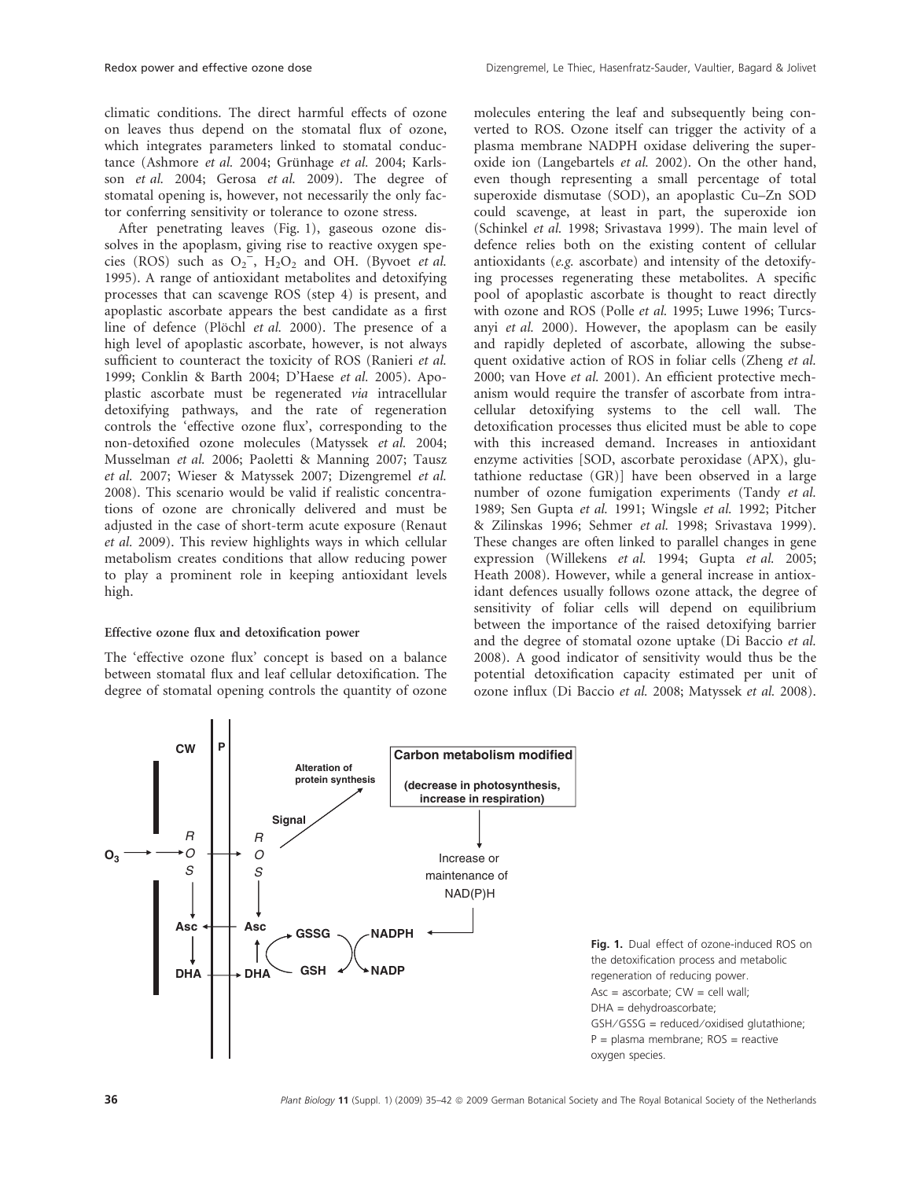climatic conditions. The direct harmful effects of ozone on leaves thus depend on the stomatal flux of ozone, which integrates parameters linked to stomatal conductance (Ashmore *et al.* 2004; Grünhage *et al.* 2004; Karlsson *et al.* 2004; Gerosa *et al.* 2009). The degree of stomatal opening is, however, not necessarily the only factor conferring sensitivity or tolerance to ozone stress.

After penetrating leaves (Fig. 1), gaseous ozone dissolves in the apoplasm, giving rise to reactive oxygen species (ROS) such as $O_2^-$, $H_2O_2$ and OH. (Byvoet *et al.* 1995). A range of antioxidant metabolites and detoxifying processes that can scavenge ROS (step 4) is present, and apoplastic ascorbate appears the best candidate as a first line of defence (Plöchl *et al.* 2000). The presence of a high level of apoplastic ascorbate, however, is not always sufficient to counteract the toxicity of ROS (Ranieri *et al.* 1999; Conklin & Barth 2004; D'Haese *et al.* 2005). Apoplastic ascorbate must be regenerated *via* intracellular detoxifying pathways, and the rate of regeneration controls the 'effective ozone flux', corresponding to the non-detoxified ozone molecules (Matyssek *et al.* 2004; Musselman *et al.* 2006; Paoletti & Manning 2007; Tausz *et al.* 2007; Wieser & Matyssek 2007; Dizengremel *et al.* 2008). This scenario would be valid if realistic concentrations of ozone are chronically delivered and must be adjusted in the case of short-term acute exposure (Renaut *et al.* 2009). This review highlights ways in which cellular metabolism creates conditions that allow reducing power to play a prominent role in keeping antioxidant levels high.

**Effective ozone flux and detoxification power**

The 'effective ozone flux' concept is based on a balance between stomatal flux and leaf cellular detoxification. The degree of stomatal opening controls the quantity of ozone molecules entering the leaf and subsequently being converted to ROS. Ozone itself can trigger the activity of a plasma membrane NADPH oxidase delivering the superoxide ion (Langebartels *et al.* 2002). On the other hand, even though representing a small percentage of total superoxide dismutase (SOD), an apoplastic Cu–Zn SOD could scavenge, at least in part, the superoxide ion (Schinkel *et al.* 1998; Srivastava 1999). The main level of defence relies both on the existing content of cellular antioxidants (*e.g.* ascorbate) and intensity of the detoxifying processes regenerating these metabolites. A specific pool of apoplastic ascorbate is thought to react directly with ozone and ROS (Polle *et al.* 1995; Luwe 1996; Turcsanyi *et al.* 2000). However, the apoplasm can be easily and rapidly depleted of ascorbate, allowing the subsequent oxidative action of ROS in foliar cells (Zheng *et al.* 2000; van Hove *et al.* 2001). An efficient protective mechanism would require the transfer of ascorbate from intracellular detoxifying systems to the cell wall. The detoxification processes thus elicited must be able to cope with this increased demand. Increases in antioxidant enzyme activities [SOD, ascorbate peroxidase (APX), glutathione reductase (GR)] have been observed in a large number of ozone fumigation experiments (Tandy *et al.* 1989; Sen Gupta *et al.* 1991; Wingsle *et al.* 1992; Pitcher & Zilinskas 1996; Sehmer *et al.* 1998; Srivastava 1999). These changes are often linked to parallel changes in gene expression (Willekens *et al.* 1994; Gupta *et al.* 2005; Heath 2008). However, while a general increase in antioxidant defences usually follows ozone attack, the degree of sensitivity of foliar cells will depend on equilibrium between the importance of the raised detoxifying barrier and the degree of stomatal ozone uptake (Di Baccio *et al.* 2008). A good indicator of sensitivity would thus be the potential detoxification capacity estimated per unit of ozone influx (Di Baccio *et al.* 2008; Matyssek *et al.* 2008).

**Fig. 1.** Dual effect of ozone-induced ROS on the detoxification process and metabolic regeneration of reducing power. Asc = ascorbate; CW = cell wall; DHA = dehydroascorbate; GSH/GSSG = reduced/oxidised glutathione; P = plasma membrane; ROS = reactive oxygen species.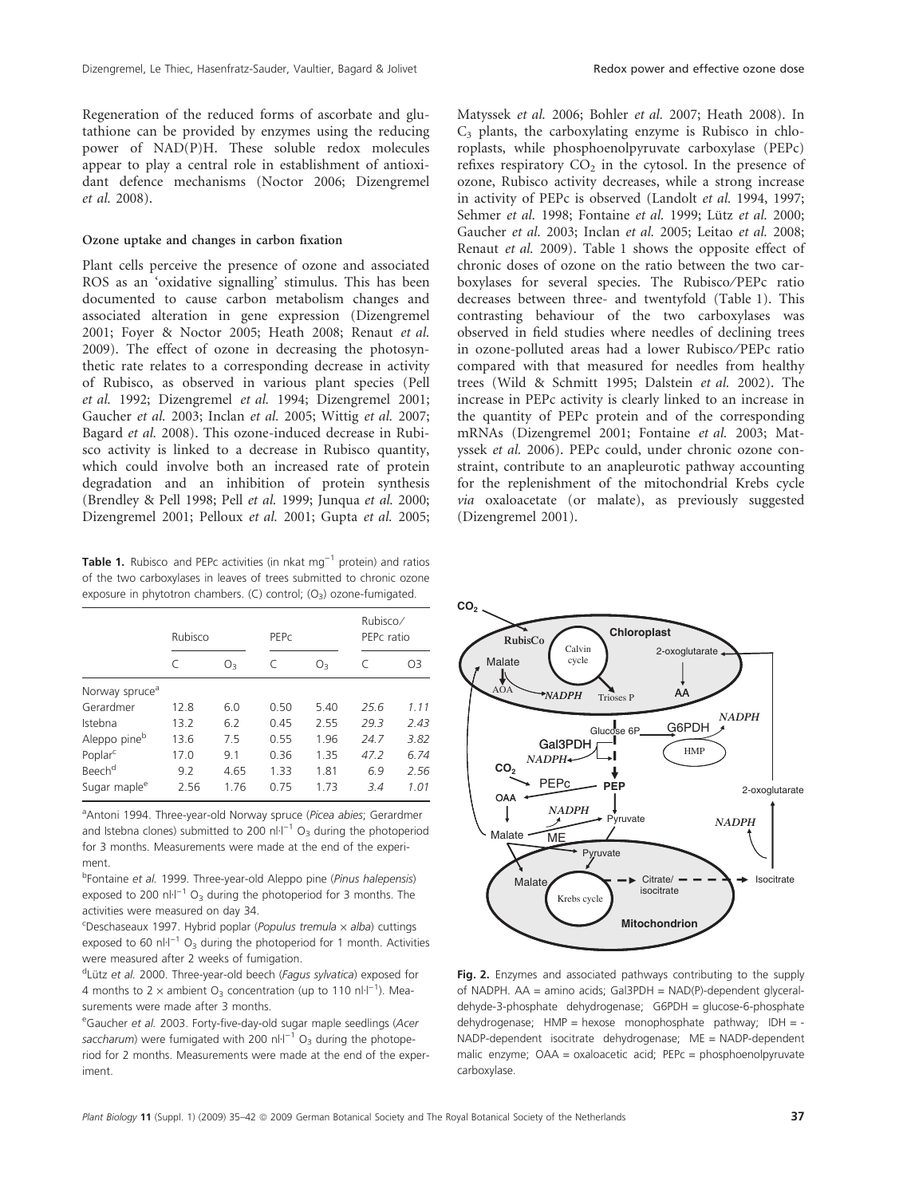Regeneration of the reduced forms of ascorbate and glutathione can be provided by enzymes using the reducing power of NAD(P)H. These soluble redox molecules appear to play a central role in establishment of antioxidant defence mechanisms (Noctor 2006; Dizengremel *et al.* 2008).

### Ozone uptake and changes in carbon fixation

Plant cells perceive the presence of ozone and associated ROS as an 'oxidative signalling' stimulus. This has been documented to cause carbon metabolism changes and associated alteration in gene expression (Dizengremel 2001; Foyer & Noctor 2005; Heath 2008; Renaut *et al.* 2009). The effect of ozone in decreasing the photosynthetic rate relates to a corresponding decrease in activity of Rubisco, as observed in various plant species (Pell *et al.* 1992; Dizengremel *et al.* 1994; Dizengremel 2001; Gaucher *et al.* 2003; Inclan *et al.* 2005; Wittig *et al.* 2007; Bagard *et al.* 2008). This ozone-induced decrease in Rubisco activity is linked to a decrease in Rubisco quantity, which could involve both an increased rate of protein degradation and an inhibition of protein synthesis (Brendley & Pell 1998; Pell *et al.* 1999; Junqua *et al.* 2000; Dizengremel 2001; Pelloux *et al.* 2001; Gupta *et al.* 2005; Matyssek *et al.* 2006; Bohler *et al.* 2007; Heath 2008). In $C_3$ plants, the carboxylating enzyme is Rubisco in chloroplasts, while phosphoenolpyruvate carboxylase (PEPc) refixes respiratory $CO_2$ in the cytosol. In the presence of ozone, Rubisco activity decreases, while a strong increase in activity of PEPc is observed (Landolt *et al.* 1994, 1997; Sehmer *et al.* 1998; Fontaine *et al.* 1999; Lütz *et al.* 2000; Gaucher *et al.* 2003; Inclan *et al.* 2005; Leitao *et al.* 2008; Renaut *et al.* 2009). Table 1 shows the opposite effect of chronic doses of ozone on the ratio between the two carboxylases for several species. The Rubisco/PEPc ratio decreases between three- and twentyfold (Table 1). This contrasting behaviour of the two carboxylases was observed in field studies where needles of declining trees in ozone-polluted areas had a lower Rubisco/PEPc ratio compared with that measured for needles from healthy trees (Wild & Schmitt 1995; Dalstein *et al.* 2002). The increase in PEPc activity is clearly linked to an increase in the quantity of PEPc protein and of the corresponding mRNAs (Dizengremel 2001; Fontaine *et al.* 2003; Matyssek *et al.* 2006). PEPc could, under chronic ozone constraint, contribute to an anapleurotic pathway accounting for the replenishment of the mitochondrial Krebs cycle *via* oxaloacetate (or malate), as previously suggested (Dizengremel 2001).

**Table 1.** Rubisco and PEPc activities (in nkat $mg^{-1}$ protein) and ratios of the two carboxylases in leaves of trees submitted to chronic ozone exposure in phytotron chambers. (C) control; ($O_3$) ozone-fumigated.

| | Rubisco | | PEPc | | Rubisco/PEPc ratio | |
|---|---|---|---|---|---|---|
| | C | $O_3$ | C | $O_3$ | C | O3 |
| Norway spruce[a] | | | | | | |
| Gerardmer | 12.8 | 6.0 | 0.50 | 5.40 | *25.6* | *1.11* |
| Istebna | 13.2 | 6.2 | 0.45 | 2.55 | *29.3* | *2.43* |
| Aleppo pine[b] | 13.6 | 7.5 | 0.55 | 1.96 | *24.7* | *3.82* |
| Poplar[c] | 17.0 | 9.1 | 0.36 | 1.35 | *47.2* | *6.74* |
| Beech[d] | 9.2 | 4.65 | 1.33 | 1.81 | *6.9* | *2.56* |
| Sugar maple[e] | 2.56 | 1.76 | 0.75 | 1.73 | *3.4* | *1.01* |

[a]Antoni 1994. Three-year-old Norway spruce (*Picea abies*; Gerardmer and Istebna clones) submitted to 200 nl·$l^{-1}$ $O_3$ during the photoperiod for 3 months. Measurements were made at the end of the experiment.

[b]Fontaine *et al.* 1999. Three-year-old Aleppo pine (*Pinus halepensis*) exposed to 200 nl·$l^{-1}$ $O_3$ during the photoperiod for 3 months. The activities were measured on day 34.

[c]Deschaseaux 1997. Hybrid poplar (*Populus tremula* × *alba*) cuttings exposed to 60 nl·$l^{-1}$ $O_3$ during the photoperiod for 1 month. Activities were measured after 2 weeks of fumigation.

[d]Lütz *et al.* 2000. Three-year-old beech (*Fagus sylvatica*) exposed for 4 months to 2 × ambient $O_3$ concentration (up to 110 nl·$l^{-1}$). Measurements were made after 3 months.

[e]Gaucher *et al.* 2003. Forty-five-day-old sugar maple seedlings (*Acer saccharum*) were fumigated with 200 nl·$l^{-1}$ $O_3$ during the photoperiod for 2 months. Measurements were made at the end of the experiment.

**Fig. 2.** Enzymes and associated pathways contributing to the supply of NADPH. AA = amino acids; Gal3PDH = NAD(P)-dependent glyceraldehyde-3-phosphate dehydrogenase; G6PDH = glucose-6-phosphate dehydrogenase; HMP = hexose monophosphate pathway; IDH = - NADP-dependent isocitrate dehydrogenase; ME = NADP-dependent malic enzyme; OAA = oxaloacetic acid; PEPc = phosphoenolpyruvate carboxylase.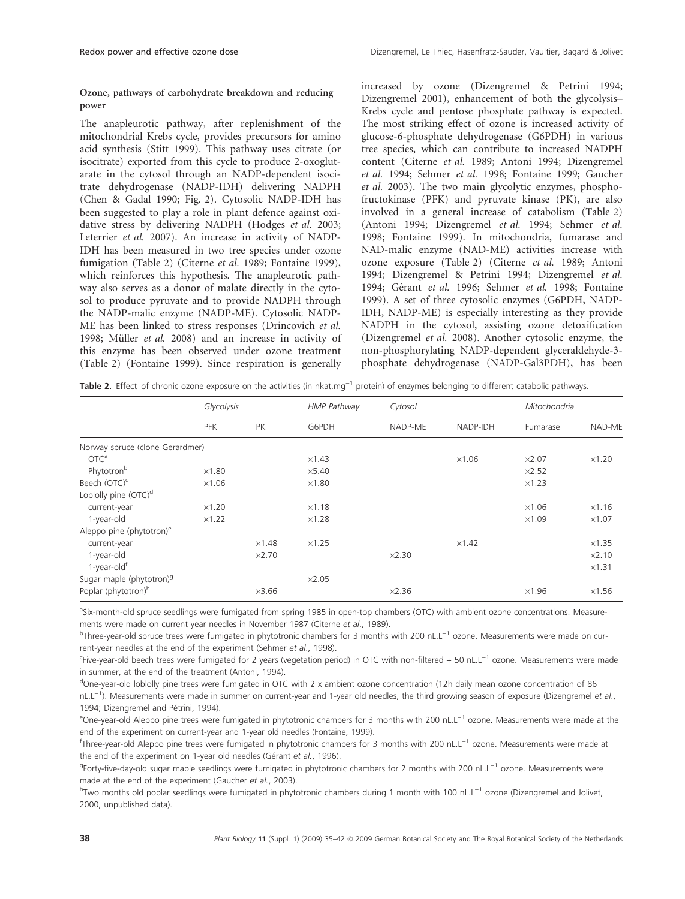### Ozone, pathways of carbohydrate breakdown and reducing power

The anapleurotic pathway, after replenishment of the mitochondrial Krebs cycle, provides precursors for amino acid synthesis (Stitt 1999). This pathway uses citrate (or isocitrate) exported from this cycle to produce 2-oxoglutarate in the cytosol through an NADP-dependent isocitrate dehydrogenase (NADP-IDH) delivering NADPH (Chen & Gadal 1990; Fig. 2). Cytosolic NADP-IDH has been suggested to play a role in plant defence against oxidative stress by delivering NADPH (Hodges *et al.* 2003; Leterrier *et al.* 2007). An increase in activity of NADP-IDH has been measured in two tree species under ozone fumigation (Table 2) (Citerne *et al.* 1989; Fontaine 1999), which reinforces this hypothesis. The anapleurotic pathway also serves as a donor of malate directly in the cytosol to produce pyruvate and to provide NADPH through the NADP-malic enzyme (NADP-ME). Cytosolic NADP-ME has been linked to stress responses (Drincovich *et al.* 1998; Müller *et al.* 2008) and an increase in activity of this enzyme has been observed under ozone treatment (Table 2) (Fontaine 1999). Since respiration is generally increased by ozone (Dizengremel & Petrini 1994; Dizengremel 2001), enhancement of both the glycolysis–Krebs cycle and pentose phosphate pathway is expected. The most striking effect of ozone is increased activity of glucose-6-phosphate dehydrogenase (G6PDH) in various tree species, which can contribute to increased NADPH content (Citerne *et al.* 1989; Antoni 1994; Dizengremel *et al.* 1994; Sehmer *et al.* 1998; Fontaine 1999; Gaucher *et al.* 2003). The two main glycolytic enzymes, phosphofructokinase (PFK) and pyruvate kinase (PK), are also involved in a general increase of catabolism (Table 2) (Antoni 1994; Dizengremel *et al.* 1994; Sehmer *et al.* 1998; Fontaine 1999). In mitochondria, fumarase and NAD-malic enzyme (NAD-ME) activities increase with ozone exposure (Table 2) (Citerne *et al.* 1989; Antoni 1994; Dizengremel & Petrini 1994; Dizengremel *et al.* 1994; Gérant *et al.* 1996; Sehmer *et al.* 1998; Fontaine 1999). A set of three cytosolic enzymes (G6PDH, NADP-IDH, NADP-ME) is especially interesting as they provide NADPH in the cytosol, assisting ozone detoxification (Dizengremel *et al.* 2008). Another cytosolic enzyme, the non-phosphorylating NADP-dependent glyceraldehyde-3-phosphate dehydrogenase (NADP-Gal3PDH), has been

**Table 2.** Effect of chronic ozone exposure on the activities (in nkat.mg$^{-1}$ protein) of enzymes belonging to different catabolic pathways.

| | Glycolysis | | HMP Pathway | Cytosol | | Mitochondria | |
|---|---|---|---|---|---|---|---|
| | PFK | PK | G6PDH | NADP-ME | NADP-IDH | Fumarase | NAD-ME |
| Norway spruce (clone Gerardmer) | | | | | | | |
| OTC[a] | | | ×1.43 | | ×1.06 | ×2.07 | ×1.20 |
| Phytotron[b] | ×1.80 | | ×5.40 | | | ×2.52 | |
| Beech (OTC)[c] | ×1.06 | | ×1.80 | | | ×1.23 | |
| Loblolly pine (OTC)[d] | | | | | | | |
| current-year | ×1.20 | | ×1.18 | | | ×1.06 | ×1.16 |
| 1-year-old | ×1.22 | | ×1.28 | | | ×1.09 | ×1.07 |
| Aleppo pine (phytotron)[e] | | | | | | | |
| current-year | | ×1.48 | ×1.25 | | ×1.42 | | ×1.35 |
| 1-year-old | | ×2.70 | | ×2.30 | | | ×2.10 |
| 1-year-old[f] | | | | | | | ×1.31 |
| Sugar maple (phytotron)[g] | | | ×2.05 | | | | |
| Poplar (phytotron)[h] | | ×3.66 | | ×2.36 | | ×1.96 | ×1.56 |

[a]Six-month-old spruce seedlings were fumigated from spring 1985 in open-top chambers (OTC) with ambient ozone concentrations. Measurements were made on current year needles in November 1987 (Citerne *et al.*, 1989).

[b]Three-year-old spruce trees were fumigated in phytotronic chambers for 3 months with 200 nL.L$^{-1}$ ozone. Measurements were made on current-year needles at the end of the experiment (Sehmer *et al.*, 1998).

[c]Five-year-old beech trees were fumigated for 2 years (vegetation period) in OTC with non-filtered + 50 nL.L$^{-1}$ ozone. Measurements were made in summer, at the end of the treatment (Antoni, 1994).

[d]One-year-old loblolly pine trees were fumigated in OTC with 2 x ambient ozone concentration (12h daily mean ozone concentration of 86 nL.L$^{-1}$). Measurements were made in summer on current-year and 1-year old needles, the third growing season of exposure (Dizengremel *et al.*, 1994; Dizengremel and Pétrini, 1994).

[e]One-year-old Aleppo pine trees were fumigated in phytotronic chambers for 3 months with 200 nL.L$^{-1}$ ozone. Measurements were made at the end of the experiment on current-year and 1-year old needles (Fontaine, 1999).

[f]Three-year-old Aleppo pine trees were fumigated in phytotronic chambers for 3 months with 200 nL.L$^{-1}$ ozone. Measurements were made at the end of the experiment on 1-year old needles (Gérant *et al.*, 1996).

[g]Forty-five-day-old sugar maple seedlings were fumigated in phytotronic chambers for 2 months with 200 nL.L$^{-1}$ ozone. Measurements were made at the end of the experiment (Gaucher *et al.*, 2003).

[h]Two months old poplar seedlings were fumigated in phytotronic chambers during 1 month with 100 nL.L$^{-1}$ ozone (Dizengremel and Jolivet, 2000, unpublished data).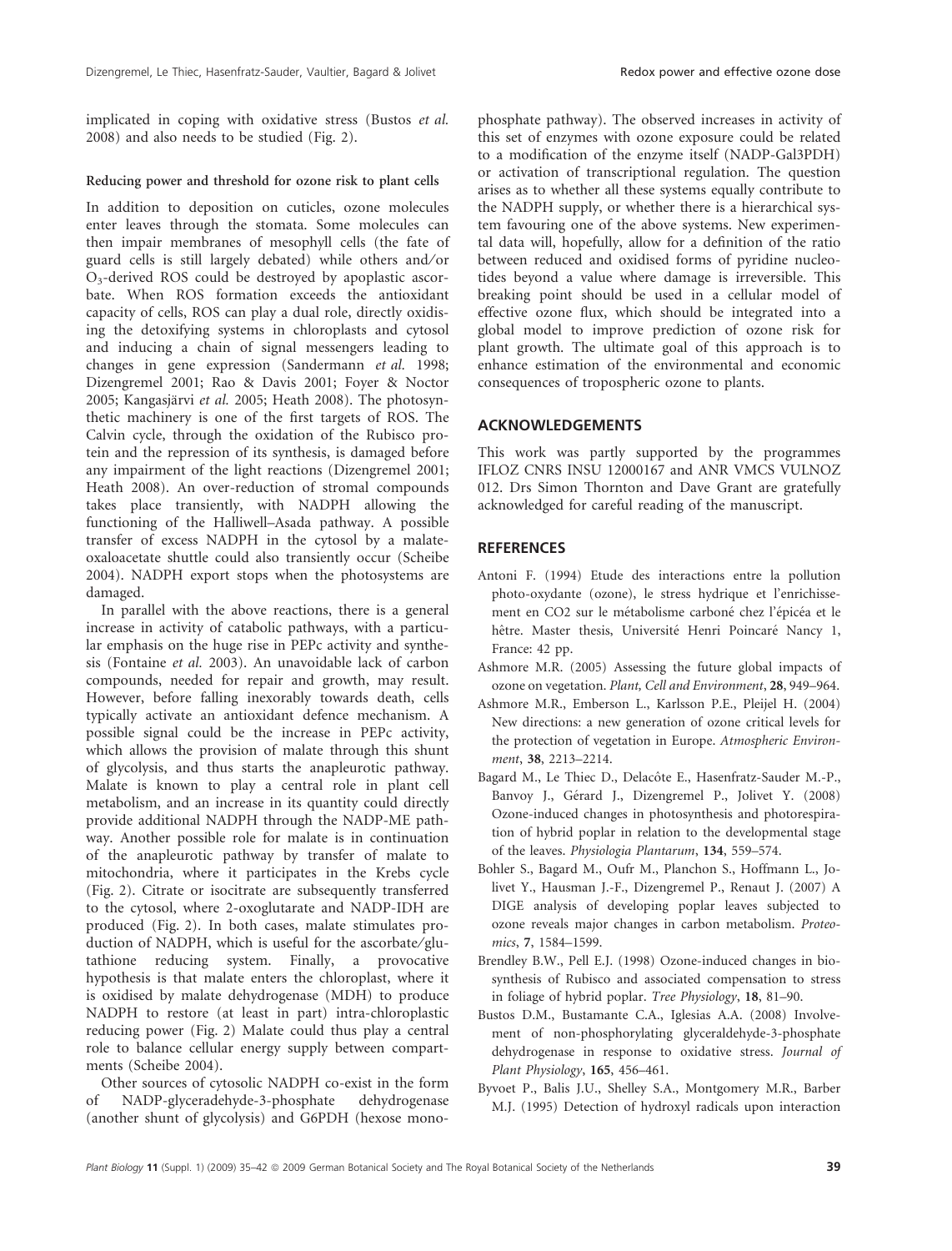implicated in coping with oxidative stress (Bustos *et al.* 2008) and also needs to be studied (Fig. 2).

### Reducing power and threshold for ozone risk to plant cells

In addition to deposition on cuticles, ozone molecules enter leaves through the stomata. Some molecules can then impair membranes of mesophyll cells (the fate of guard cells is still largely debated) while others and/or $O_3$-derived ROS could be destroyed by apoplastic ascorbate. When ROS formation exceeds the antioxidant capacity of cells, ROS can play a dual role, directly oxidising the detoxifying systems in chloroplasts and cytosol and inducing a chain of signal messengers leading to changes in gene expression (Sandermann *et al.* 1998; Dizengremel 2001; Rao & Davis 2001; Foyer & Noctor 2005; Kangasjärvi *et al.* 2005; Heath 2008). The photosynthetic machinery is one of the first targets of ROS. The Calvin cycle, through the oxidation of the Rubisco protein and the repression of its synthesis, is damaged before any impairment of the light reactions (Dizengremel 2001; Heath 2008). An over-reduction of stromal compounds takes place transiently, with NADPH allowing the functioning of the Halliwell–Asada pathway. A possible transfer of excess NADPH in the cytosol by a malate-oxaloacetate shuttle could also transiently occur (Scheibe 2004). NADPH export stops when the photosystems are damaged.

In parallel with the above reactions, there is a general increase in activity of catabolic pathways, with a particular emphasis on the huge rise in PEPc activity and synthesis (Fontaine *et al.* 2003). An unavoidable lack of carbon compounds, needed for repair and growth, may result. However, before falling inexorably towards death, cells typically activate an antioxidant defence mechanism. A possible signal could be the increase in PEPc activity, which allows the provision of malate through this shunt of glycolysis, and thus starts the anapleurotic pathway. Malate is known to play a central role in plant cell metabolism, and an increase in its quantity could directly provide additional NADPH through the NADP-ME pathway. Another possible role for malate is in continuation of the anapleurotic pathway by transfer of malate to mitochondria, where it participates in the Krebs cycle (Fig. 2). Citrate or isocitrate are subsequently transferred to the cytosol, where 2-oxoglutarate and NADP-IDH are produced (Fig. 2). In both cases, malate stimulates production of NADPH, which is useful for the ascorbate/glutathione reducing system. Finally, a provocative hypothesis is that malate enters the chloroplast, where it is oxidised by malate dehydrogenase (MDH) to produce NADPH to restore (at least in part) intra-chloroplastic reducing power (Fig. 2) Malate could thus play a central role to balance cellular energy supply between compartments (Scheibe 2004).

Other sources of cytosolic NADPH co-exist in the form of NADP-glyceradehyde-3-phosphate dehydrogenase (another shunt of glycolysis) and G6PDH (hexose monophosphate pathway). The observed increases in activity of this set of enzymes with ozone exposure could be related to a modification of the enzyme itself (NADP-Gal3PDH) or activation of transcriptional regulation. The question arises as to whether all these systems equally contribute to the NADPH supply, or whether there is a hierarchical system favouring one of the above systems. New experimental data will, hopefully, allow for a definition of the ratio between reduced and oxidised forms of pyridine nucleotides beyond a value where damage is irreversible. This breaking point should be used in a cellular model of effective ozone flux, which should be integrated into a global model to improve prediction of ozone risk for plant growth. The ultimate goal of this approach is to enhance estimation of the environmental and economic consequences of tropospheric ozone to plants.

## ACKNOWLEDGEMENTS

This work was partly supported by the programmes IFLOZ CNRS INSU 12000167 and ANR VMCS VULNOZ 012. Drs Simon Thornton and Dave Grant are gratefully acknowledged for careful reading of the manuscript.

## REFERENCES

Antoni F. (1994) Etude des interactions entre la pollution photo-oxydante (ozone), le stress hydrique et l'enrichissement en CO2 sur le métabolisme carboné chez l'épicéa et le hêtre. Master thesis, Université Henri Poincaré Nancy 1, France: 42 pp.

Ashmore M.R. (2005) Assessing the future global impacts of ozone on vegetation. *Plant, Cell and Environment*, **28**, 949–964.

Ashmore M.R., Emberson L., Karlsson P.E., Pleijel H. (2004) New directions: a new generation of ozone critical levels for the protection of vegetation in Europe. *Atmospheric Environment*, **38**, 2213–2214.

Bagard M., Le Thiec D., Delacôte E., Hasenfratz-Sauder M.-P., Banvoy J., Gérard J., Dizengremel P., Jolivet Y. (2008) Ozone-induced changes in photosynthesis and photorespiration of hybrid poplar in relation to the developmental stage of the leaves. *Physiologia Plantarum*, **134**, 559–574.

Bohler S., Bagard M., Oufr M., Planchon S., Hoffmann L., Jolivet Y., Hausman J.-F., Dizengremel P., Renaut J. (2007) A DIGE analysis of developing poplar leaves subjected to ozone reveals major changes in carbon metabolism. *Proteomics*, **7**, 1584–1599.

Brendley B.W., Pell E.J. (1998) Ozone-induced changes in biosynthesis of Rubisco and associated compensation to stress in foliage of hybrid poplar. *Tree Physiology*, **18**, 81–90.

Bustos D.M., Bustamante C.A., Iglesias A.A. (2008) Involvement of non-phosphorylating glyceraldehyde-3-phosphate dehydrogenase in response to oxidative stress. *Journal of Plant Physiology*, **165**, 456–461.

Byvoet P., Balis J.U., Shelley S.A., Montgomery M.R., Barber M.J. (1995) Detection of hydroxyl radicals upon interaction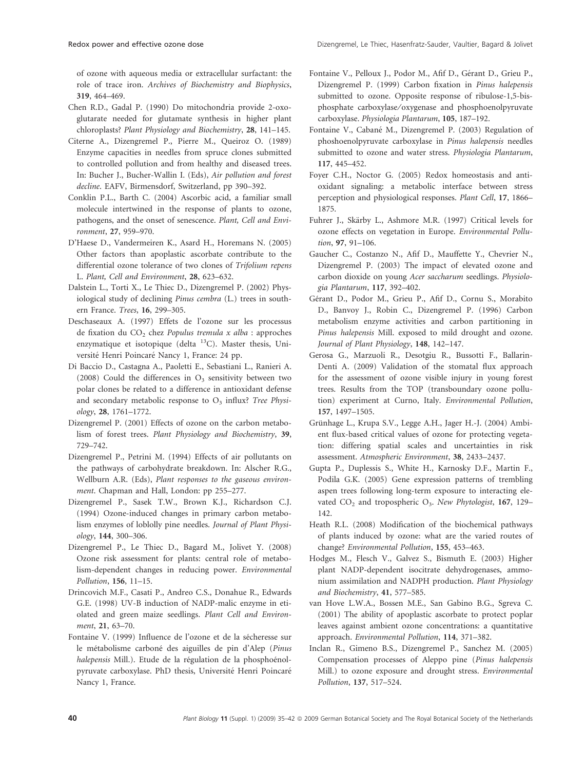of ozone with aqueous media or extracellular surfactant: the role of trace iron. *Archives of Biochemistry and Biophysics*, **319**, 464–469.

Chen R.D., Gadal P. (1990) Do mitochondria provide 2-oxoglutarate needed for glutamate synthesis in higher plant chloroplasts? *Plant Physiology and Biochemistry*, **28**, 141–145.

Citerne A., Dizengremel P., Pierre M., Queiroz O. (1989) Enzyme capacities in needles from spruce clones submitted to controlled pollution and from healthy and diseased trees. In: Bucher J., Bucher-Wallin I. (Eds), *Air pollution and forest decline*. EAFV, Birmensdorf, Switzerland, pp 390–392.

Conklin P.L., Barth C. (2004) Ascorbic acid, a familiar small molecule intertwined in the response of plants to ozone, pathogens, and the onset of senescence. *Plant, Cell and Environment*, **27**, 959–970.

D'Haese D., Vandermeiren K., Asard H., Horemans N. (2005) Other factors than apoplastic ascorbate contribute to the differential ozone tolerance of two clones of *Trifolium repens* L. *Plant, Cell and Environment*, **28**, 623–632.

Dalstein L., Torti X., Le Thiec D., Dizengremel P. (2002) Physiological study of declining *Pinus cembra* (L.) trees in southern France. *Trees*, **16**, 299–305.

Deschaseaux A. (1997) Effets de l'ozone sur les processus de fixation du $CO_2$ chez *Populus tremula x alba* : approches enzymatique et isotopique (delta $^{13}C$). Master thesis, Université Henri Poincaré Nancy 1, France: 24 pp.

Di Baccio D., Castagna A., Paoletti E., Sebastiani L., Ranieri A. (2008) Could the differences in $O_3$ sensitivity between two polar clones be related to a difference in antioxidant defense and secondary metabolic response to $O_3$ influx? *Tree Physiology*, **28**, 1761–1772.

Dizengremel P. (2001) Effects of ozone on the carbon metabolism of forest trees. *Plant Physiology and Biochemistry*, **39**, 729–742.

Dizengremel P., Petrini M. (1994) Effects of air pollutants on the pathways of carbohydrate breakdown. In: Alscher R.G., Wellburn A.R. (Eds), *Plant responses to the gaseous environment*. Chapman and Hall, London: pp 255–277.

Dizengremel P., Sasek T.W., Brown K.J., Richardson C.J. (1994) Ozone-induced changes in primary carbon metabolism enzymes of loblolly pine needles. *Journal of Plant Physiology*, **144**, 300–306.

Dizengremel P., Le Thiec D., Bagard M., Jolivet Y. (2008) Ozone risk assessment for plants: central role of metabolism-dependent changes in reducing power. *Environmental Pollution*, **156**, 11–15.

Drincovich M.F., Casati P., Andreo C.S., Donahue R., Edwards G.E. (1998) UV-B induction of NADP-malic enzyme in etiolated and green maize seedlings. *Plant Cell and Environment*, **21**, 63–70.

Fontaine V. (1999) Influence de l'ozone et de la sécheresse sur le métabolisme carboné des aiguilles de pin d'Alep (*Pinus halepensis* Mill.). Etude de la régulation de la phosphoénolpyruvate carboxylase. PhD thesis, Université Henri Poincaré Nancy 1, France.

Fontaine V., Pelloux J., Podor M., Afif D., Gérant D., Grieu P., Dizengremel P. (1999) Carbon fixation in *Pinus halepensis* submitted to ozone. Opposite response of ribulose-1,5-bisphosphate carboxylase/oxygenase and phosphoenolpyruvate carboxylase. *Physiologia Plantarum*, **105**, 187–192.

Fontaine V., Cabané M., Dizengremel P. (2003) Regulation of phoshoenolpyruvate carboxylase in *Pinus halepensis* needles submitted to ozone and water stress. *Physiologia Plantarum*, **117**, 445–452.

Foyer C.H., Noctor G. (2005) Redox homeostasis and antioxidant signaling: a metabolic interface between stress perception and physiological responses. *Plant Cell*, **17**, 1866–1875.

Fuhrer J., Skärby L., Ashmore M.R. (1997) Critical levels for ozone effects on vegetation in Europe. *Environmental Pollution*, **97**, 91–106.

Gaucher C., Costanzo N., Afif D., Mauffette Y., Chevrier N., Dizengremel P. (2003) The impact of elevated ozone and carbon dioxide on young *Acer saccharum* seedlings. *Physiologia Plantarum*, **117**, 392–402.

Gérant D., Podor M., Grieu P., Afif D., Cornu S., Morabito D., Banvoy J., Robin C., Dizengremel P. (1996) Carbon metabolism enzyme activities and carbon partitioning in *Pinus halepensis* Mill. exposed to mild drought and ozone. *Journal of Plant Physiology*, **148**, 142–147.

Gerosa G., Marzuoli R., Desotgiu R., Bussotti F., Ballarin-Denti A. (2009) Validation of the stomatal flux approach for the assessment of ozone visible injury in young forest trees. Results from the TOP (transboundary ozone pollution) experiment at Curno, Italy. *Environmental Pollution*, **157**, 1497–1505.

Grünhage L., Krupa S.V., Legge A.H., Jager H.-J. (2004) Ambient flux-based critical values of ozone for protecting vegetation: differing spatial scales and uncertainties in risk assessment. *Atmospheric Environment*, **38**, 2433–2437.

Gupta P., Duplessis S., White H., Karnosky D.F., Martin F., Podila G.K. (2005) Gene expression patterns of trembling aspen trees following long-term exposure to interacting elevated $CO_2$ and tropospheric $O_3$. *New Phytologist*, **167**, 129–142.

Heath R.L. (2008) Modification of the biochemical pathways of plants induced by ozone: what are the varied routes of change? *Environmental Pollution*, **155**, 453–463.

Hodges M., Flesch V., Galvez S., Bismuth E. (2003) Higher plant NADP-dependent isocitrate dehydrogenases, ammonium assimilation and NADPH production. *Plant Physiology and Biochemistry*, **41**, 577–585.

van Hove L.W.A., Bossen M.E., San Gabino B.G., Sgreva C. (2001) The ability of apoplastic ascorbate to protect poplar leaves against ambient ozone concentrations: a quantitative approach. *Environmental Pollution*, **114**, 371–382.

Inclan R., Gimeno B.S., Dizengremel P., Sanchez M. (2005) Compensation processes of Aleppo pine (*Pinus halepensis* Mill.) to ozone exposure and drought stress. *Environmental Pollution*, **137**, 517–524.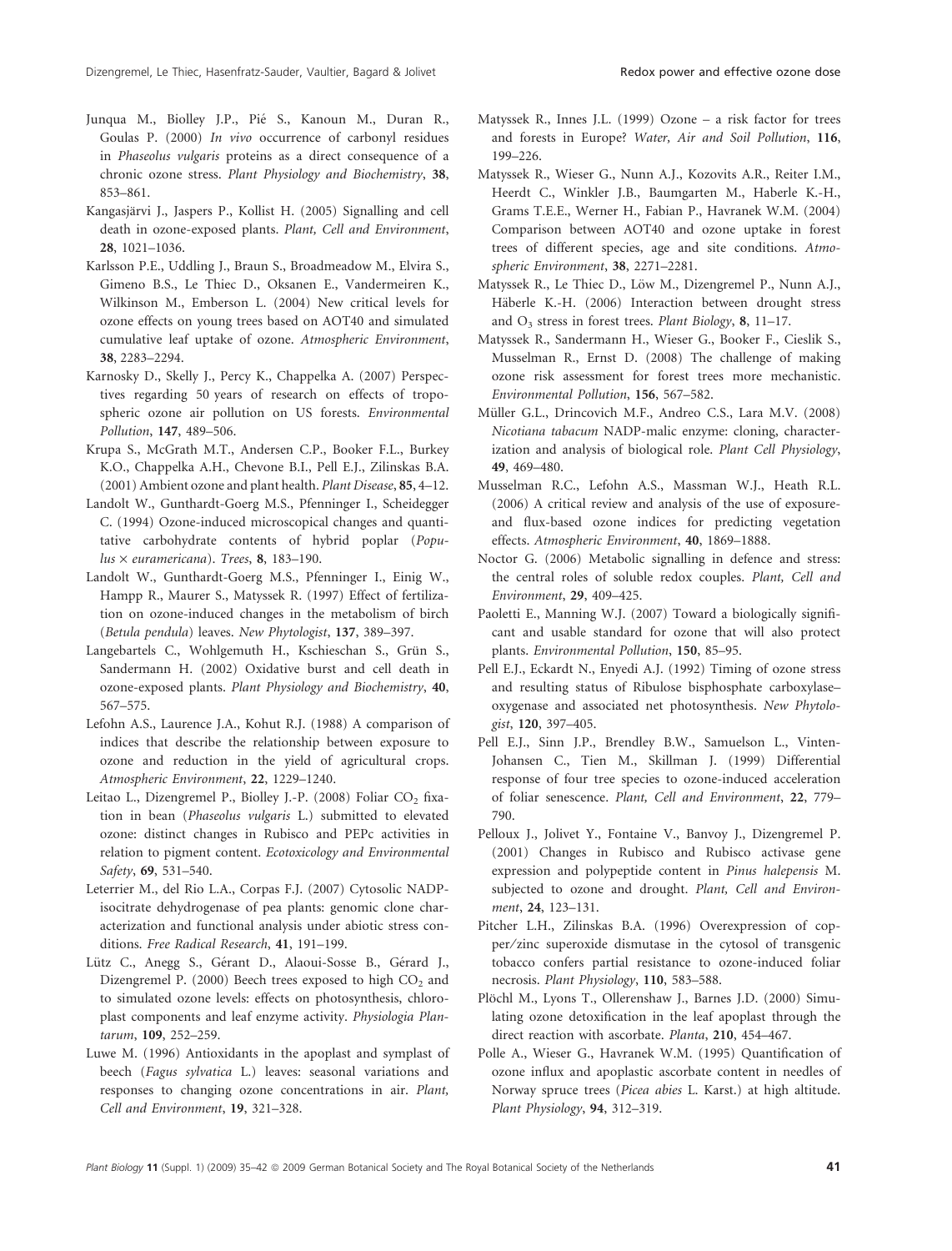Junqua M., Biolley J.P., Pié S., Kanoun M., Duran R., Goulas P. (2000) *In vivo* occurrence of carbonyl residues in *Phaseolus vulgaris* proteins as a direct consequence of a chronic ozone stress. *Plant Physiology and Biochemistry*, **38**, 853–861.

Kangasjärvi J., Jaspers P., Kollist H. (2005) Signalling and cell death in ozone-exposed plants. *Plant, Cell and Environment*, **28**, 1021–1036.

Karlsson P.E., Uddling J., Braun S., Broadmeadow M., Elvira S., Gimeno B.S., Le Thiec D., Oksanen E., Vandermeiren K., Wilkinson M., Emberson L. (2004) New critical levels for ozone effects on young trees based on AOT40 and simulated cumulative leaf uptake of ozone. *Atmospheric Environment*, **38**, 2283–2294.

Karnosky D., Skelly J., Percy K., Chappelka A. (2007) Perspectives regarding 50 years of research on effects of tropospheric ozone air pollution on US forests. *Environmental Pollution*, **147**, 489–506.

Krupa S., McGrath M.T., Andersen C.P., Booker F.L., Burkey K.O., Chappelka A.H., Chevone B.I., Pell E.J., Zilinskas B.A. (2001) Ambient ozone and plant health. *Plant Disease*, **85**, 4–12.

Landolt W., Gunthardt-Goerg M.S., Pfenninger I., Scheidegger C. (1994) Ozone-induced microscopical changes and quantitative carbohydrate contents of hybrid poplar (*Populus × euramericana*). *Trees*, **8**, 183–190.

Landolt W., Gunthardt-Goerg M.S., Pfenninger I., Einig W., Hampp R., Maurer S., Matyssek R. (1997) Effect of fertilization on ozone-induced changes in the metabolism of birch (*Betula pendula*) leaves. *New Phytologist*, **137**, 389–397.

Langebartels C., Wohlgemuth H., Kschieschan S., Grün S., Sandermann H. (2002) Oxidative burst and cell death in ozone-exposed plants. *Plant Physiology and Biochemistry*, **40**, 567–575.

Lefohn A.S., Laurence J.A., Kohut R.J. (1988) A comparison of indices that describe the relationship between exposure to ozone and reduction in the yield of agricultural crops. *Atmospheric Environment*, **22**, 1229–1240.

Leitao L., Dizengremel P., Biolley J.-P. (2008) Foliar $CO_2$ fixation in bean (*Phaseolus vulgaris* L.) submitted to elevated ozone: distinct changes in Rubisco and PEPc activities in relation to pigment content. *Ecotoxicology and Environmental Safety*, **69**, 531–540.

Leterrier M., del Rio L.A., Corpas F.J. (2007) Cytosolic NADP-isocitrate dehydrogenase of pea plants: genomic clone characterization and functional analysis under abiotic stress conditions. *Free Radical Research*, **41**, 191–199.

Lütz C., Anegg S., Gérant D., Alaoui-Sosse B., Gérard J., Dizengremel P. (2000) Beech trees exposed to high $CO_2$ and to simulated ozone levels: effects on photosynthesis, chloroplast components and leaf enzyme activity. *Physiologia Plantarum*, **109**, 252–259.

Luwe M. (1996) Antioxidants in the apoplast and symplast of beech (*Fagus sylvatica* L.) leaves: seasonal variations and responses to changing ozone concentrations in air. *Plant, Cell and Environment*, **19**, 321–328.

Matyssek R., Innes J.L. (1999) Ozone – a risk factor for trees and forests in Europe? *Water, Air and Soil Pollution*, **116**, 199–226.

Matyssek R., Wieser G., Nunn A.J., Kozovits A.R., Reiter I.M., Heerdt C., Winkler J.B., Baumgarten M., Haberle K.-H., Grams T.E.E., Werner H., Fabian P., Havranek W.M. (2004) Comparison between AOT40 and ozone uptake in forest trees of different species, age and site conditions. *Atmospheric Environment*, **38**, 2271–2281.

Matyssek R., Le Thiec D., Löw M., Dizengremel P., Nunn A.J., Häberle K.-H. (2006) Interaction between drought stress and $O_3$ stress in forest trees. *Plant Biology*, **8**, 11–17.

Matyssek R., Sandermann H., Wieser G., Booker F., Cieslik S., Musselman R., Ernst D. (2008) The challenge of making ozone risk assessment for forest trees more mechanistic. *Environmental Pollution*, **156**, 567–582.

Müller G.L., Drincovich M.F., Andreo C.S., Lara M.V. (2008) *Nicotiana tabacum* NADP-malic enzyme: cloning, characterization and analysis of biological role. *Plant Cell Physiology*, **49**, 469–480.

Musselman R.C., Lefohn A.S., Massman W.J., Heath R.L. (2006) A critical review and analysis of the use of exposure- and flux-based ozone indices for predicting vegetation effects. *Atmospheric Environment*, **40**, 1869–1888.

Noctor G. (2006) Metabolic signalling in defence and stress: the central roles of soluble redox couples. *Plant, Cell and Environment*, **29**, 409–425.

Paoletti E., Manning W.J. (2007) Toward a biologically significant and usable standard for ozone that will also protect plants. *Environmental Pollution*, **150**, 85–95.

Pell E.J., Eckardt N., Enyedi A.J. (1992) Timing of ozone stress and resulting status of Ribulose bisphosphate carboxylase–oxygenase and associated net photosynthesis. *New Phytologist*, **120**, 397–405.

Pell E.J., Sinn J.P., Brendley B.W., Samuelson L., Vinten-Johansen C., Tien M., Skillman J. (1999) Differential response of four tree species to ozone-induced acceleration of foliar senescence. *Plant, Cell and Environment*, **22**, 779–790.

Pelloux J., Jolivet Y., Fontaine V., Banvoy J., Dizengremel P. (2001) Changes in Rubisco and Rubisco activase gene expression and polypeptide content in *Pinus halepensis* M. subjected to ozone and drought. *Plant, Cell and Environment*, **24**, 123–131.

Pitcher L.H., Zilinskas B.A. (1996) Overexpression of copper/zinc superoxide dismutase in the cytosol of transgenic tobacco confers partial resistance to ozone-induced foliar necrosis. *Plant Physiology*, **110**, 583–588.

Plöchl M., Lyons T., Ollerenshaw J., Barnes J.D. (2000) Simulating ozone detoxification in the leaf apoplast through the direct reaction with ascorbate. *Planta*, **210**, 454–467.

Polle A., Wieser G., Havranek W.M. (1995) Quantification of ozone influx and apoplastic ascorbate content in needles of Norway spruce trees (*Picea abies* L. Karst.) at high altitude. *Plant Physiology*, **94**, 312–319.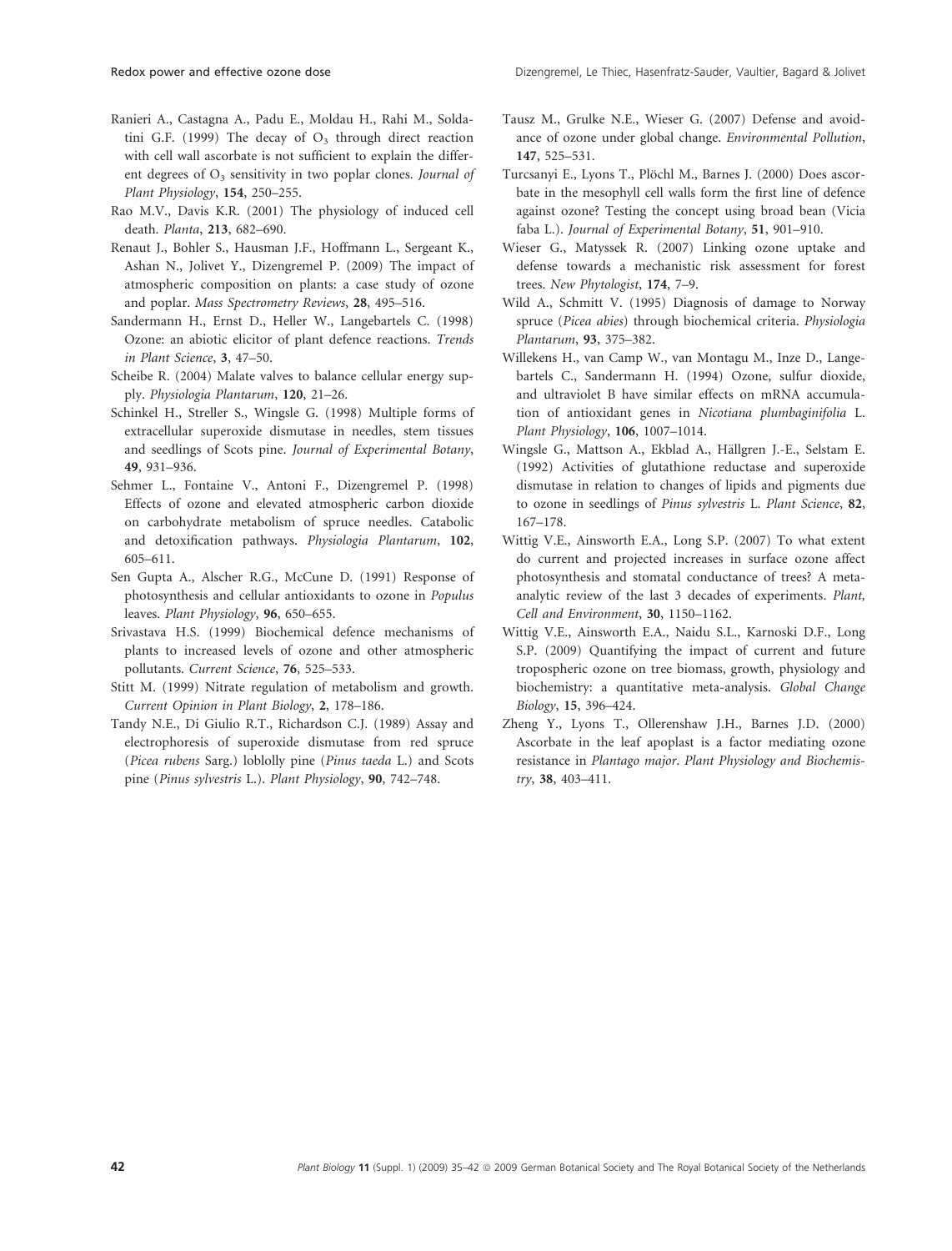Ranieri A., Castagna A., Padu E., Moldau H., Rahi M., Soldatini G.F. (1999) The decay of $O_3$ through direct reaction with cell wall ascorbate is not sufficient to explain the different degrees of $O_3$ sensitivity in two poplar clones. *Journal of Plant Physiology*, **154**, 250–255.

Rao M.V., Davis K.R. (2001) The physiology of induced cell death. *Planta*, **213**, 682–690.

Renaut J., Bohler S., Hausman J.F., Hoffmann L., Sergeant K., Ashan N., Jolivet Y., Dizengremel P. (2009) The impact of atmospheric composition on plants: a case study of ozone and poplar. *Mass Spectrometry Reviews*, **28**, 495–516.

Sandermann H., Ernst D., Heller W., Langebartels C. (1998) Ozone: an abiotic elicitor of plant defence reactions. *Trends in Plant Science*, **3**, 47–50.

Scheibe R. (2004) Malate valves to balance cellular energy supply. *Physiologia Plantarum*, **120**, 21–26.

Schinkel H., Streller S., Wingsle G. (1998) Multiple forms of extracellular superoxide dismutase in needles, stem tissues and seedlings of Scots pine. *Journal of Experimental Botany*, **49**, 931–936.

Sehmer L., Fontaine V., Antoni F., Dizengremel P. (1998) Effects of ozone and elevated atmospheric carbon dioxide on carbohydrate metabolism of spruce needles. Catabolic and detoxification pathways. *Physiologia Plantarum*, **102**, 605–611.

Sen Gupta A., Alscher R.G., McCune D. (1991) Response of photosynthesis and cellular antioxidants to ozone in *Populus* leaves. *Plant Physiology*, **96**, 650–655.

Srivastava H.S. (1999) Biochemical defence mechanisms of plants to increased levels of ozone and other atmospheric pollutants. *Current Science*, **76**, 525–533.

Stitt M. (1999) Nitrate regulation of metabolism and growth. *Current Opinion in Plant Biology*, **2**, 178–186.

Tandy N.E., Di Giulio R.T., Richardson C.J. (1989) Assay and electrophoresis of superoxide dismutase from red spruce (*Picea rubens* Sarg.) loblolly pine (*Pinus taeda* L.) and Scots pine (*Pinus sylvestris* L.). *Plant Physiology*, **90**, 742–748.

Tausz M., Grulke N.E., Wieser G. (2007) Defense and avoidance of ozone under global change. *Environmental Pollution*, **147**, 525–531.

Turcsanyi E., Lyons T., Plöchl M., Barnes J. (2000) Does ascorbate in the mesophyll cell walls form the first line of defence against ozone? Testing the concept using broad bean (Vicia faba L.). *Journal of Experimental Botany*, **51**, 901–910.

Wieser G., Matyssek R. (2007) Linking ozone uptake and defense towards a mechanistic risk assessment for forest trees. *New Phytologist*, **174**, 7–9.

Wild A., Schmitt V. (1995) Diagnosis of damage to Norway spruce (*Picea abies*) through biochemical criteria. *Physiologia Plantarum*, **93**, 375–382.

Willekens H., van Camp W., van Montagu M., Inze D., Langebartels C., Sandermann H. (1994) Ozone, sulfur dioxide, and ultraviolet B have similar effects on mRNA accumulation of antioxidant genes in *Nicotiana plumbaginifolia* L. *Plant Physiology*, **106**, 1007–1014.

Wingsle G., Mattson A., Ekblad A., Hällgren J.-E., Selstam E. (1992) Activities of glutathione reductase and superoxide dismutase in relation to changes of lipids and pigments due to ozone in seedlings of *Pinus sylvestris* L. *Plant Science*, **82**, 167–178.

Wittig V.E., Ainsworth E.A., Long S.P. (2007) To what extent do current and projected increases in surface ozone affect photosynthesis and stomatal conductance of trees? A meta-analytic review of the last 3 decades of experiments. *Plant, Cell and Environment*, **30**, 1150–1162.

Wittig V.E., Ainsworth E.A., Naidu S.L., Karnoski D.F., Long S.P. (2009) Quantifying the impact of current and future tropospheric ozone on tree biomass, growth, physiology and biochemistry: a quantitative meta-analysis. *Global Change Biology*, **15**, 396–424.

Zheng Y., Lyons T., Ollerenshaw J.H., Barnes J.D. (2000) Ascorbate in the leaf apoplast is a factor mediating ozone resistance in *Plantago major*. *Plant Physiology and Biochemistry*, **38**, 403–411.